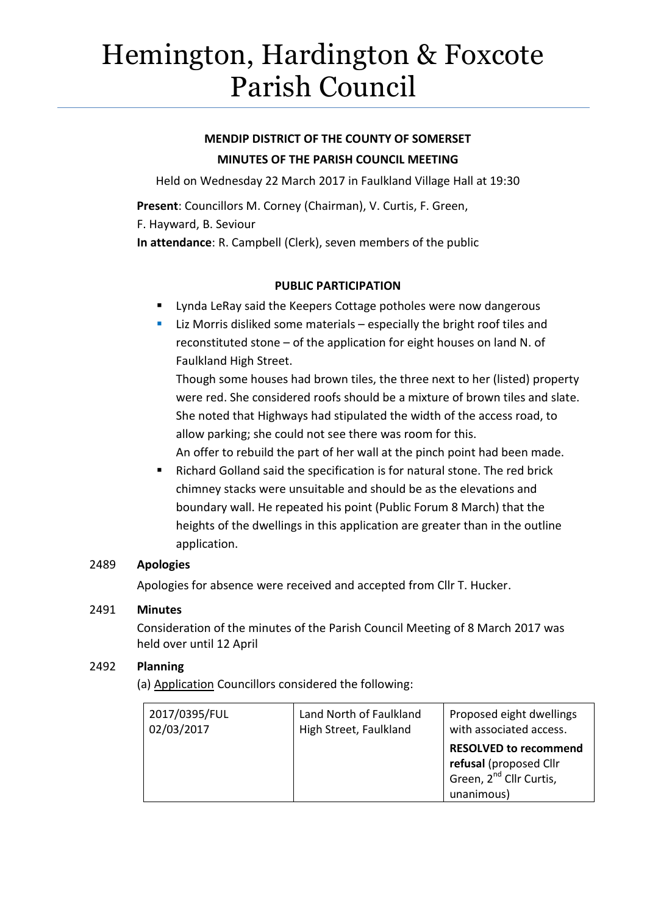# Hemington, Hardington & Foxcote Parish Council

**MENDIP DISTRICT OF THE COUNTY OF SOMERSET**

**MINUTES OF THE PARISH COUNCIL MEETING**

Held on Wednesday 22 March 2017 in Faulkland Village Hall at 19:30

**Present**: Councillors M. Corney (Chairman), V. Curtis, F. Green, F. Hayward, B. Seviour

**In attendance**: R. Campbell (Clerk), seven members of the public

**PUBLIC PARTICIPATION**

- Lynda LeRay said the Keepers Cottage potholes were now dangerous
- Liz Morris disliked some materials – especially the bright roof tiles and reconstituted stone – of the application for eight houses on land N. of Faulkland High Street.
  Though some houses had brown tiles, the three next to her (listed) property were red. She considered roofs should be a mixture of brown tiles and slate. She noted that Highways had stipulated the width of the access road, to allow parking; she could not see there was room for this.
  An offer to rebuild the part of her wall at the pinch point had been made.
- Richard Golland said the specification is for natural stone. The red brick chimney stacks were unsuitable and should be as the elevations and boundary wall. He repeated his point (Public Forum 8 March) that the heights of the dwellings in this application are greater than in the outline application.

2489 **Apologies**

Apologies for absence were received and accepted from Cllr T. Hucker.

2491 **Minutes**

Consideration of the minutes of the Parish Council Meeting of 8 March 2017 was held over until 12 April

2492 **Planning**

(a) Application Councillors considered the following:

| | | |
|---|---|---|
| 2017/0395/FUL 02/03/2017 | Land North of Faulkland High Street, Faulkland | Proposed eight dwellings with associated access. **RESOLVED to recommend refusal** (proposed Cllr Green, 2nd Cllr Curtis, unanimous) |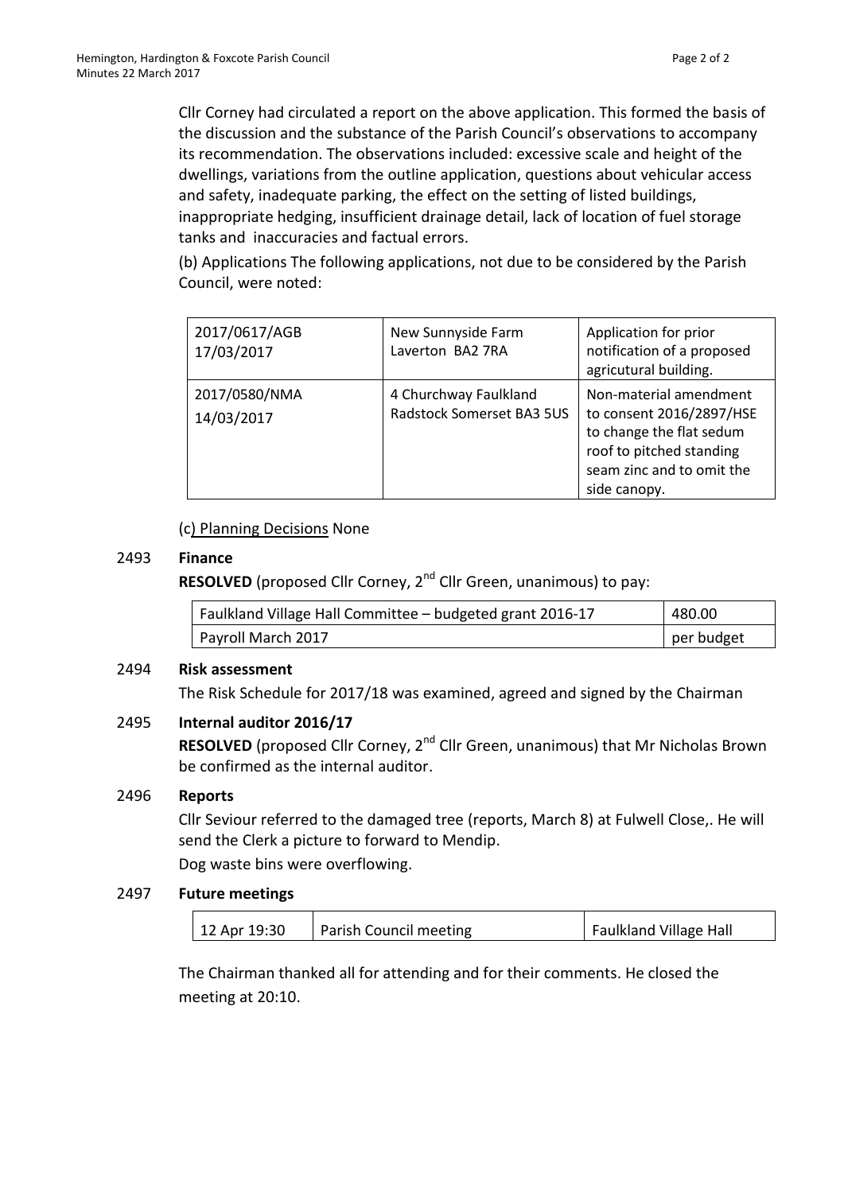Cllr Corney had circulated a report on the above application. This formed the basis of the discussion and the substance of the Parish Council's observations to accompany its recommendation. The observations included: excessive scale and height of the dwellings, variations from the outline application, questions about vehicular access and safety, inadequate parking, the effect on the setting of listed buildings, inappropriate hedging, insufficient drainage detail, lack of location of fuel storage tanks and inaccuracies and factual errors.

(b) Applications The following applications, not due to be considered by the Parish Council, were noted:

| | | |
|---|---|---|
| 2017/0617/AGB 17/03/2017 | New Sunnyside Farm Laverton BA2 7RA | Application for prior notification of a proposed agricutural building. |
| 2017/0580/NMA 14/03/2017 | 4 Churchway Faulkland Radstock Somerset BA3 5US | Non-material amendment to consent 2016/2897/HSE to change the flat sedum roof to pitched standing seam zinc and to omit the side canopy. |

(c) Planning Decisions None

**2493 Finance**

**RESOLVED** (proposed Cllr Corney, 2nd Cllr Green, unanimous) to pay:

| | |
|---|---|
| Faulkland Village Hall Committee – budgeted grant 2016-17 | 480.00 |
| Payroll March 2017 | per budget |

**2494 Risk assessment**

The Risk Schedule for 2017/18 was examined, agreed and signed by the Chairman

**2495 Internal auditor 2016/17**

**RESOLVED** (proposed Cllr Corney, 2nd Cllr Green, unanimous) that Mr Nicholas Brown be confirmed as the internal auditor.

**2496 Reports**

Cllr Seviour referred to the damaged tree (reports, March 8) at Fulwell Close,. He will send the Clerk a picture to forward to Mendip.

Dog waste bins were overflowing.

**2497 Future meetings**

| | | |
|---|---|---|
| 12 Apr 19:30 | Parish Council meeting | Faulkland Village Hall |

The Chairman thanked all for attending and for their comments. He closed the meeting at 20:10.